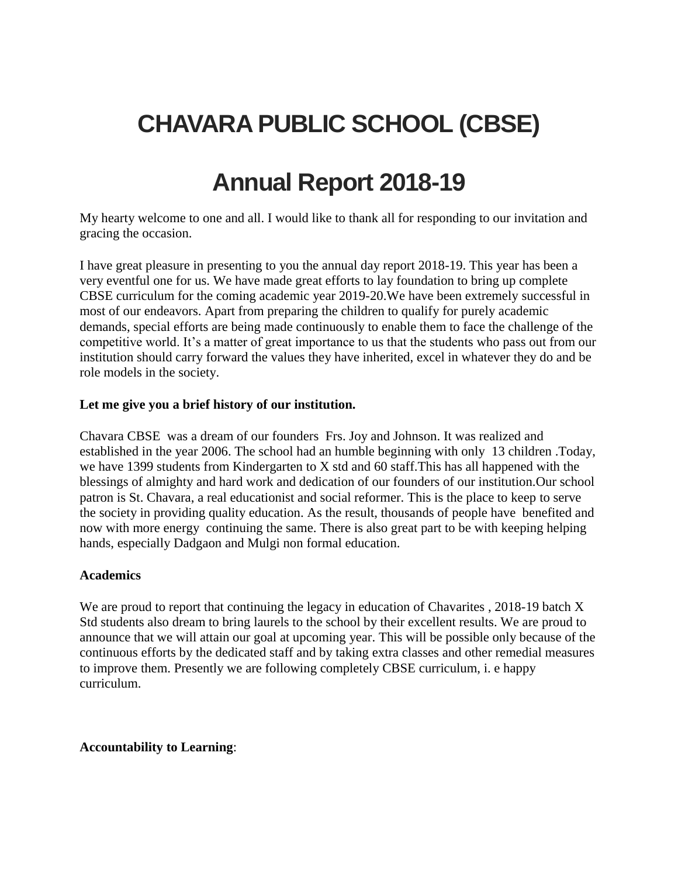# CHAVARA PUBLIC SCHOOL (CBSE)

# Annual Report 2018-19

My hearty welcome to one and all. I would like to thank all for responding to our invitation and gracing the occasion.

I have great pleasure in presenting to you the annual day report 2018-19. This year has been a very eventful one for us. We have made great efforts to lay foundation to bring up complete CBSE curriculum for the coming academic year 2019-20.We have been extremely successful in most of our endeavors. Apart from preparing the children to qualify for purely academic demands, special efforts are being made continuously to enable them to face the challenge of the competitive world. It's a matter of great importance to us that the students who pass out from our institution should carry forward the values they have inherited, excel in whatever they do and be role models in the society.

**Let me give you a brief history of our institution.**

Chavara CBSE was a dream of our founders Frs. Joy and Johnson. It was realized and established in the year 2006. The school had an humble beginning with only 13 children .Today, we have 1399 students from Kindergarten to X std and 60 staff.This has all happened with the blessings of almighty and hard work and dedication of our founders of our institution.Our school patron is St. Chavara, a real educationist and social reformer. This is the place to keep to serve the society in providing quality education. As the result, thousands of people have benefited and now with more energy continuing the same. There is also great part to be with keeping helping hands, especially Dadgaon and Mulgi non formal education.

**Academics**

We are proud to report that continuing the legacy in education of Chavarites , 2018-19 batch X Std students also dream to bring laurels to the school by their excellent results. We are proud to announce that we will attain our goal at upcoming year. This will be possible only because of the continuous efforts by the dedicated staff and by taking extra classes and other remedial measures to improve them. Presently we are following completely CBSE curriculum, i. e happy curriculum.

**Accountability to Learning**: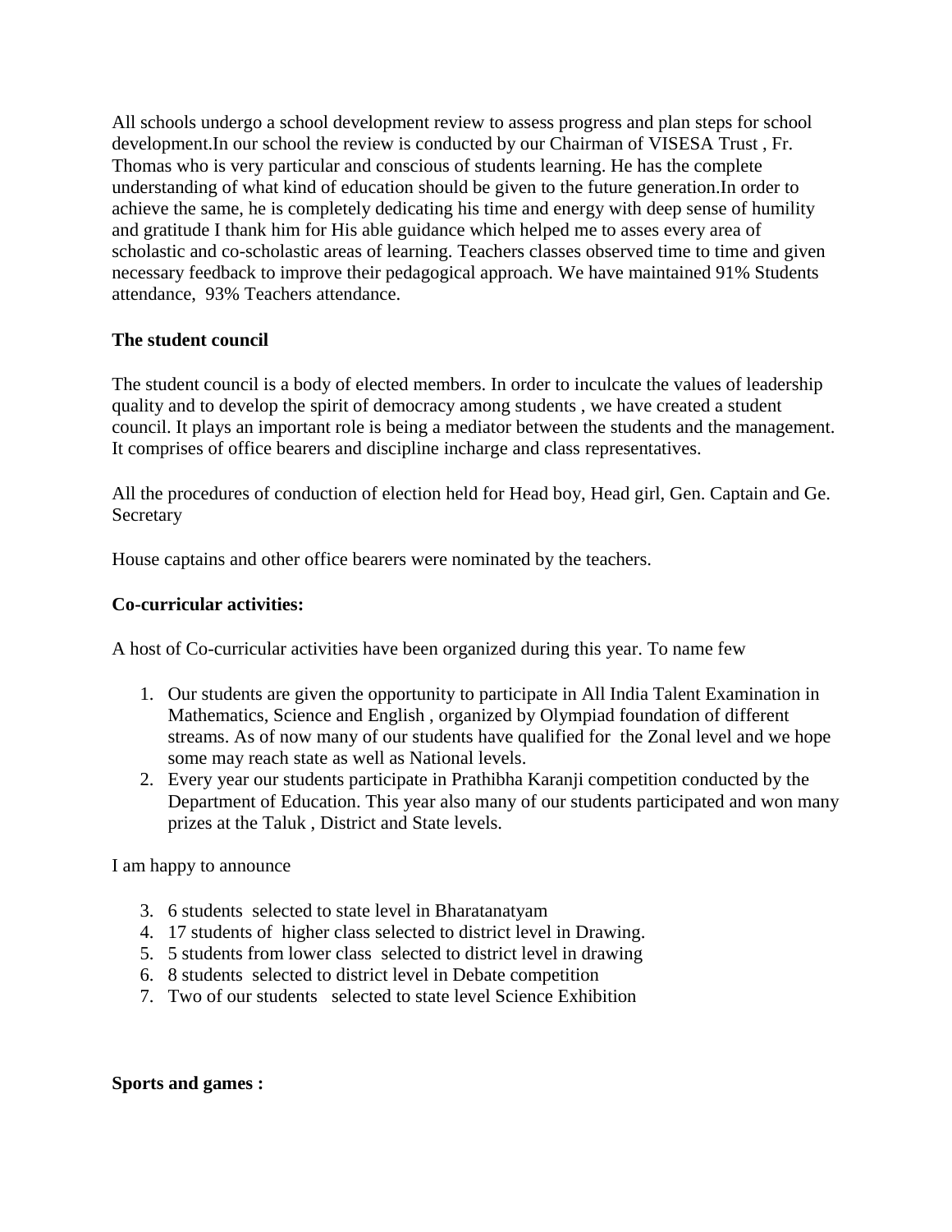All schools undergo a school development review to assess progress and plan steps for school development.In our school the review is conducted by our Chairman of VISESA Trust , Fr. Thomas who is very particular and conscious of students learning. He has the complete understanding of what kind of education should be given to the future generation.In order to achieve the same, he is completely dedicating his time and energy with deep sense of humility and gratitude I thank him for His able guidance which helped me to asses every area of scholastic and co-scholastic areas of learning. Teachers classes observed time to time and given necessary feedback to improve their pedagogical approach. We have maintained 91% Students attendance, 93% Teachers attendance.

**The student council**

The student council is a body of elected members. In order to inculcate the values of leadership quality and to develop the spirit of democracy among students , we have created a student council. It plays an important role is being a mediator between the students and the management. It comprises of office bearers and discipline incharge and class representatives.

All the procedures of conduction of election held for Head boy, Head girl, Gen. Captain and Ge. Secretary

House captains and other office bearers were nominated by the teachers.

**Co-curricular activities:**

A host of Co-curricular activities have been organized during this year. To name few

1. Our students are given the opportunity to participate in All India Talent Examination in Mathematics, Science and English , organized by Olympiad foundation of different streams. As of now many of our students have qualified for the Zonal level and we hope some may reach state as well as National levels.
2. Every year our students participate in Prathibha Karanji competition conducted by the Department of Education. This year also many of our students participated and won many prizes at the Taluk , District and State levels.

I am happy to announce

3. 6 students selected to state level in Bharatanatyam
4. 17 students of higher class selected to district level in Drawing.
5. 5 students from lower class selected to district level in drawing
6. 8 students selected to district level in Debate competition
7. Two of our students selected to state level Science Exhibition

**Sports and games :**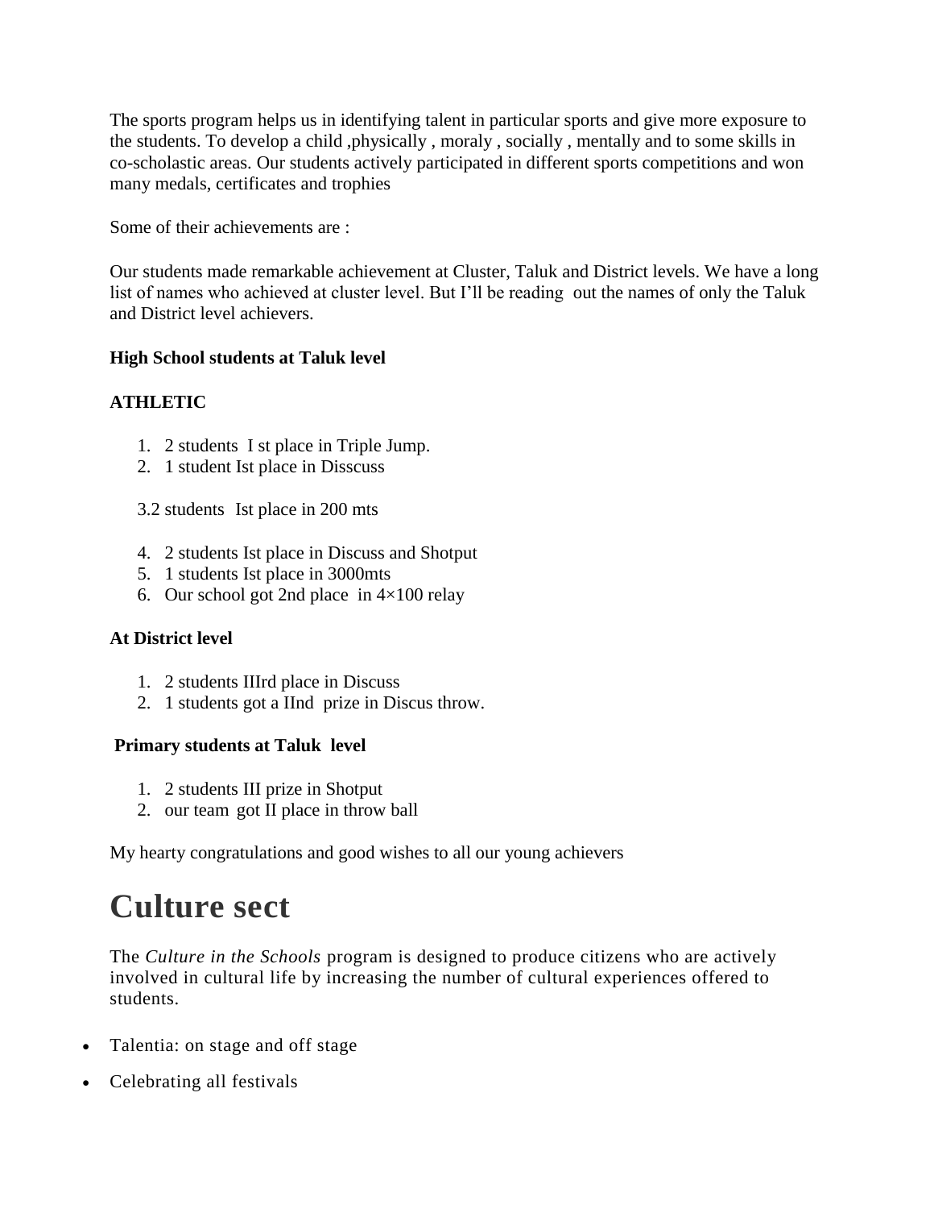The sports program helps us in identifying talent in particular sports and give more exposure to the students. To develop a child ,physically , moraly , socially , mentally and to some skills in co-scholastic areas. Our students actively participated in different sports competitions and won many medals, certificates and trophies

Some of their achievements are :

Our students made remarkable achievement at Cluster, Taluk and District levels. We have a long list of names who achieved at cluster level. But I'll be reading out the names of only the Taluk and District level achievers.

**High School students at Taluk level**

**ATHLETIC**

1. 2 students I st place in Triple Jump.
2. 1 student Ist place in Disscuss

3.2 students Ist place in 200 mts

4. 2 students Ist place in Discuss and Shotput
5. 1 students Ist place in 3000mts
6. Our school got 2nd place in 4×100 relay

**At District level**

1. 2 students IIIrd place in Discuss
2. 1 students got a IInd prize in Discus throw.

**Primary students at Taluk level**

1. 2 students III prize in Shotput
2. our team got II place in throw ball

My hearty congratulations and good wishes to all our young achievers

# Culture sect

The *Culture in the Schools* program is designed to produce citizens who are actively involved in cultural life by increasing the number of cultural experiences offered to students.

- Talentia: on stage and off stage
- Celebrating all festivals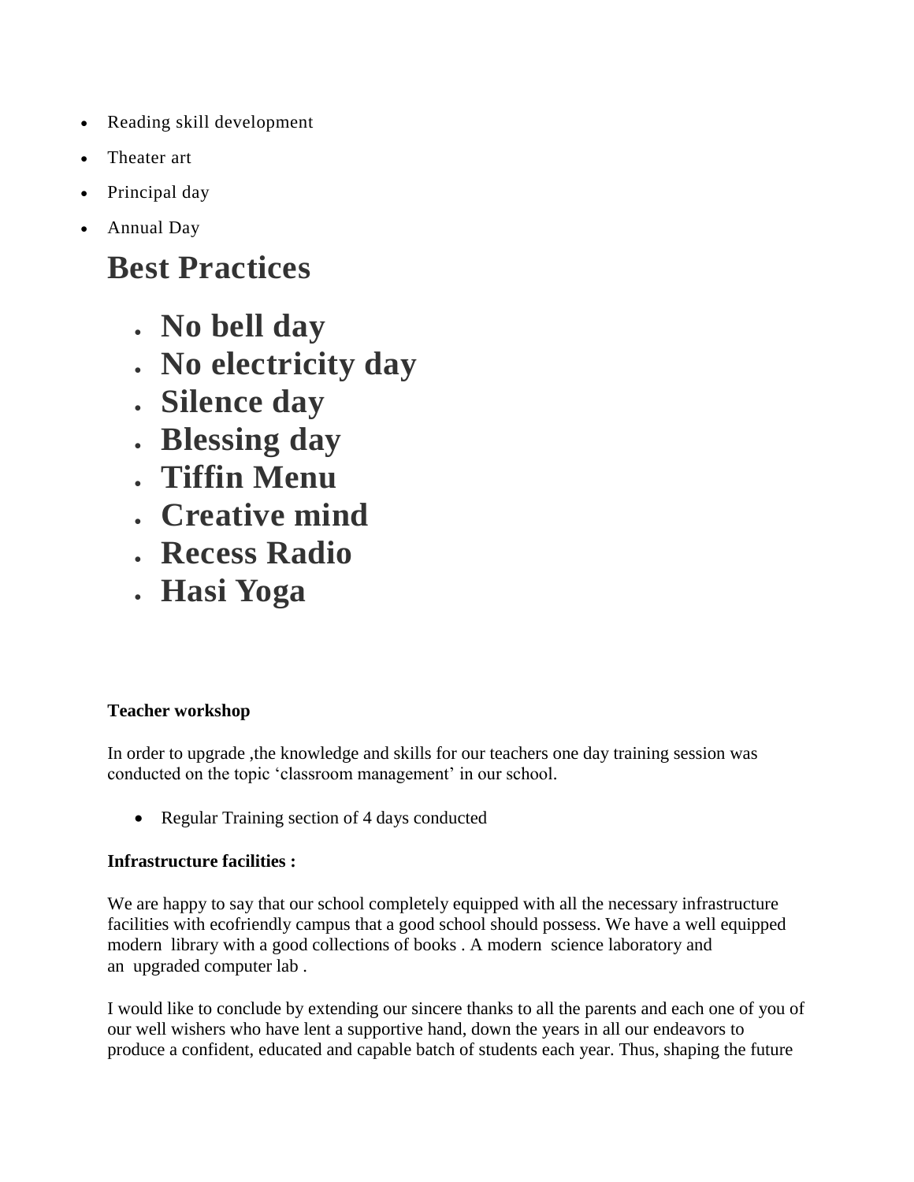- Reading skill development
- Theater art
- Principal day
- Annual Day

# Best Practices

- **No bell day**
- **No electricity day**
- **Silence day**
- **Blessing day**
- **Tiffin Menu**
- **Creative mind**
- **Recess Radio**
- **Hasi Yoga**

**Teacher workshop**

In order to upgrade ,the knowledge and skills for our teachers one day training session was conducted on the topic 'classroom management' in our school.

- Regular Training section of 4 days conducted

**Infrastructure facilities :**

We are happy to say that our school completely equipped with all the necessary infrastructure facilities with ecofriendly campus that a good school should possess. We have a well equipped modern library with a good collections of books . A modern science laboratory and an upgraded computer lab .

I would like to conclude by extending our sincere thanks to all the parents and each one of you of our well wishers who have lent a supportive hand, down the years in all our endeavors to produce a confident, educated and capable batch of students each year. Thus, shaping the future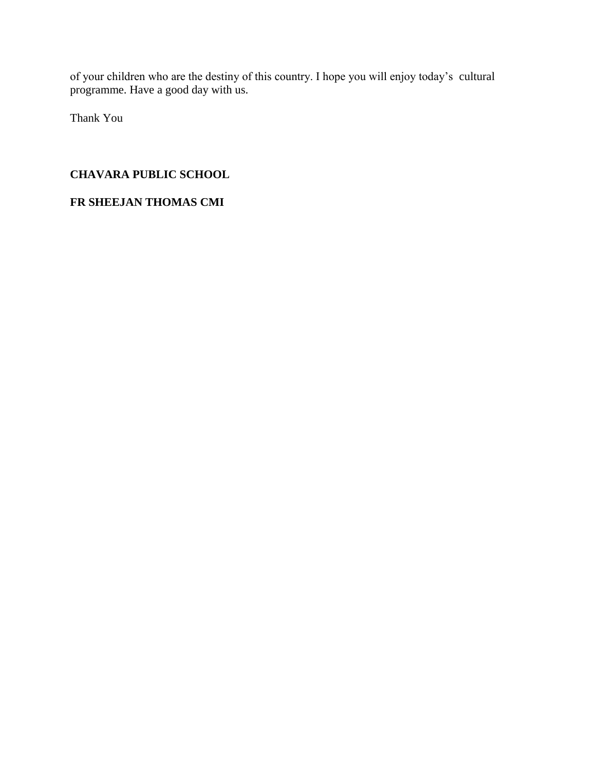of your children who are the destiny of this country. I hope you will enjoy today's cultural programme. Have a good day with us.

Thank You

**CHAVARA PUBLIC SCHOOL**

**FR SHEEJAN THOMAS CMI**